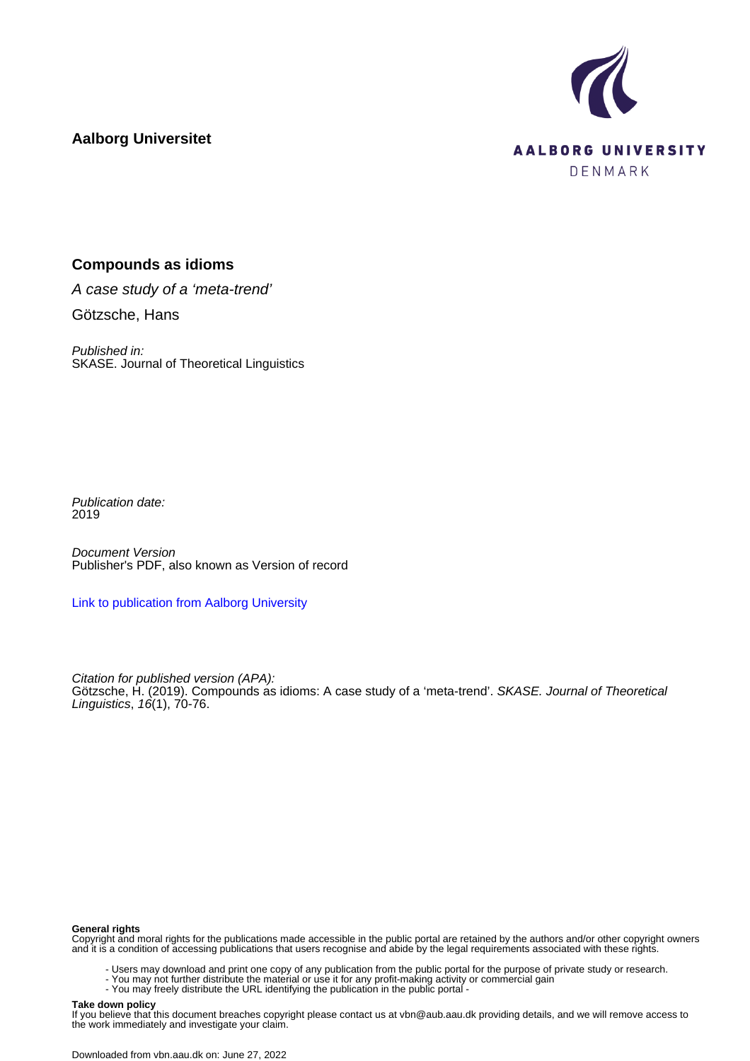**Aalborg Universitet**

AALBORG UNIVERSITY
DENMARK

# Compounds as idioms

*A case study of a 'meta-trend'*

Götzsche, Hans

*Published in:*
SKASE. Journal of Theoretical Linguistics

*Publication date:*
2019

*Document Version*
Publisher's PDF, also known as Version of record

Link to publication from Aalborg University

*Citation for published version (APA):*
Götzsche, H. (2019). Compounds as idioms: A case study of a 'meta-trend'. *SKASE. Journal of Theoretical Linguistics*, *16*(1), 70-76.

**General rights**
Copyright and moral rights for the publications made accessible in the public portal are retained by the authors and/or other copyright owners and it is a condition of accessing publications that users recognise and abide by the legal requirements associated with these rights.

- Users may download and print one copy of any publication from the public portal for the purpose of private study or research.
- You may not further distribute the material or use it for any profit-making activity or commercial gain
- You may freely distribute the URL identifying the publication in the public portal -

**Take down policy**
If you believe that this document breaches copyright please contact us at vbn@aub.aau.dk providing details, and we will remove access to the work immediately and investigate your claim.

Downloaded from vbn.aau.dk on: June 27, 2022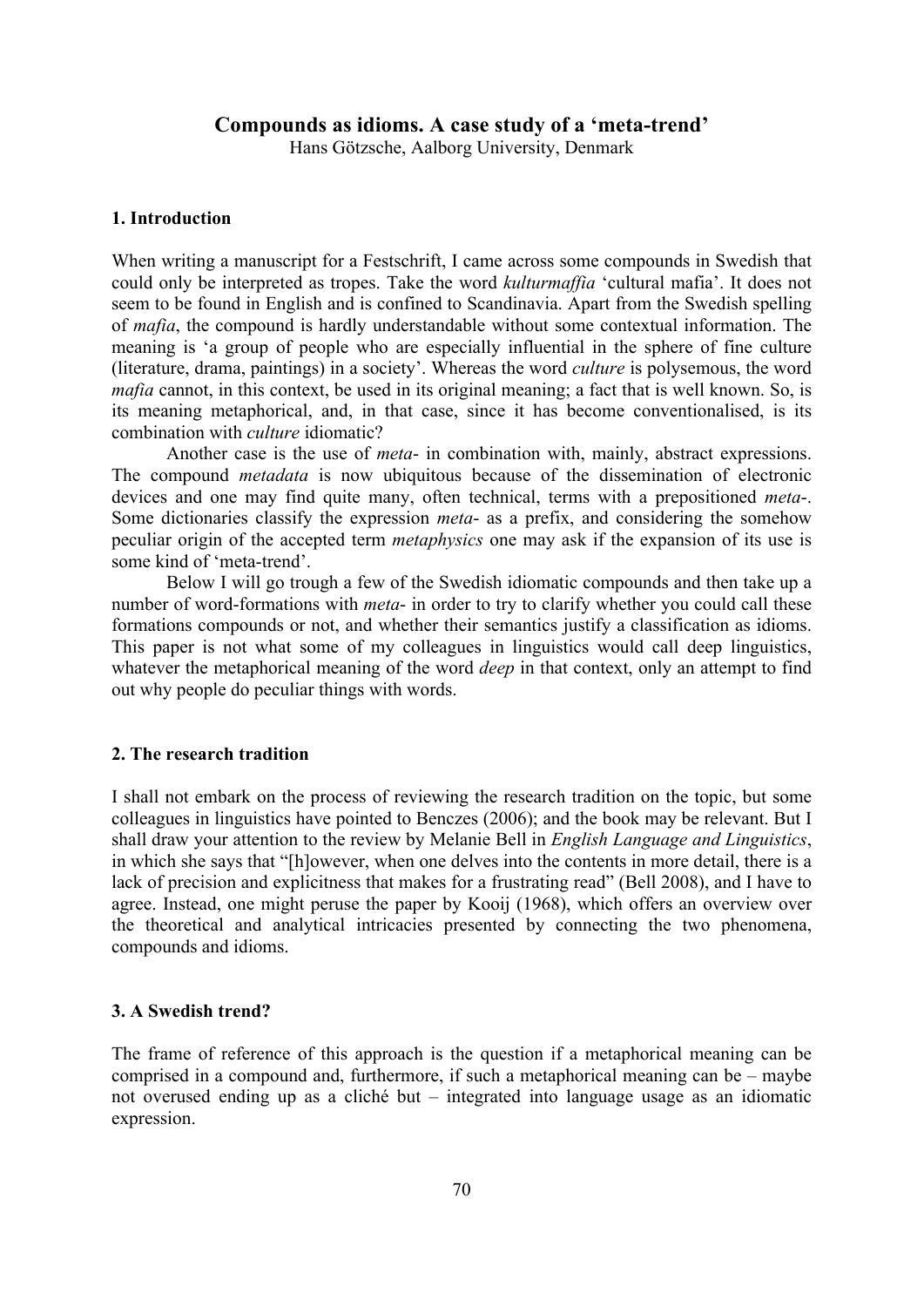# Compounds as idioms. A case study of a 'meta-trend'

Hans Götzsche, Aalborg University, Denmark

## 1. Introduction

When writing a manuscript for a Festschrift, I came across some compounds in Swedish that could only be interpreted as tropes. Take the word *kulturmaffia* 'cultural mafia'. It does not seem to be found in English and is confined to Scandinavia. Apart from the Swedish spelling of *mafia*, the compound is hardly understandable without some contextual information. The meaning is 'a group of people who are especially influential in the sphere of fine culture (literature, drama, paintings) in a society'. Whereas the word *culture* is polysemous, the word *mafia* cannot, in this context, be used in its original meaning; a fact that is well known. So, is its meaning metaphorical, and, in that case, since it has become conventionalised, is its combination with *culture* idiomatic?

Another case is the use of *meta-* in combination with, mainly, abstract expressions. The compound *metadata* is now ubiquitous because of the dissemination of electronic devices and one may find quite many, often technical, terms with a prepositioned *meta-*. Some dictionaries classify the expression *meta-* as a prefix, and considering the somehow peculiar origin of the accepted term *metaphysics* one may ask if the expansion of its use is some kind of 'meta-trend'.

Below I will go trough a few of the Swedish idiomatic compounds and then take up a number of word-formations with *meta-* in order to try to clarify whether you could call these formations compounds or not, and whether their semantics justify a classification as idioms. This paper is not what some of my colleagues in linguistics would call deep linguistics, whatever the metaphorical meaning of the word *deep* in that context, only an attempt to find out why people do peculiar things with words.

## 2. The research tradition

I shall not embark on the process of reviewing the research tradition on the topic, but some colleagues in linguistics have pointed to Benczes (2006); and the book may be relevant. But I shall draw your attention to the review by Melanie Bell in *English Language and Linguistics*, in which she says that "[h]owever, when one delves into the contents in more detail, there is a lack of precision and explicitness that makes for a frustrating read" (Bell 2008), and I have to agree. Instead, one might peruse the paper by Kooij (1968), which offers an overview over the theoretical and analytical intricacies presented by connecting the two phenomena, compounds and idioms.

## 3. A Swedish trend?

The frame of reference of this approach is the question if a metaphorical meaning can be comprised in a compound and, furthermore, if such a metaphorical meaning can be – maybe not overused ending up as a cliché but – integrated into language usage as an idiomatic expression.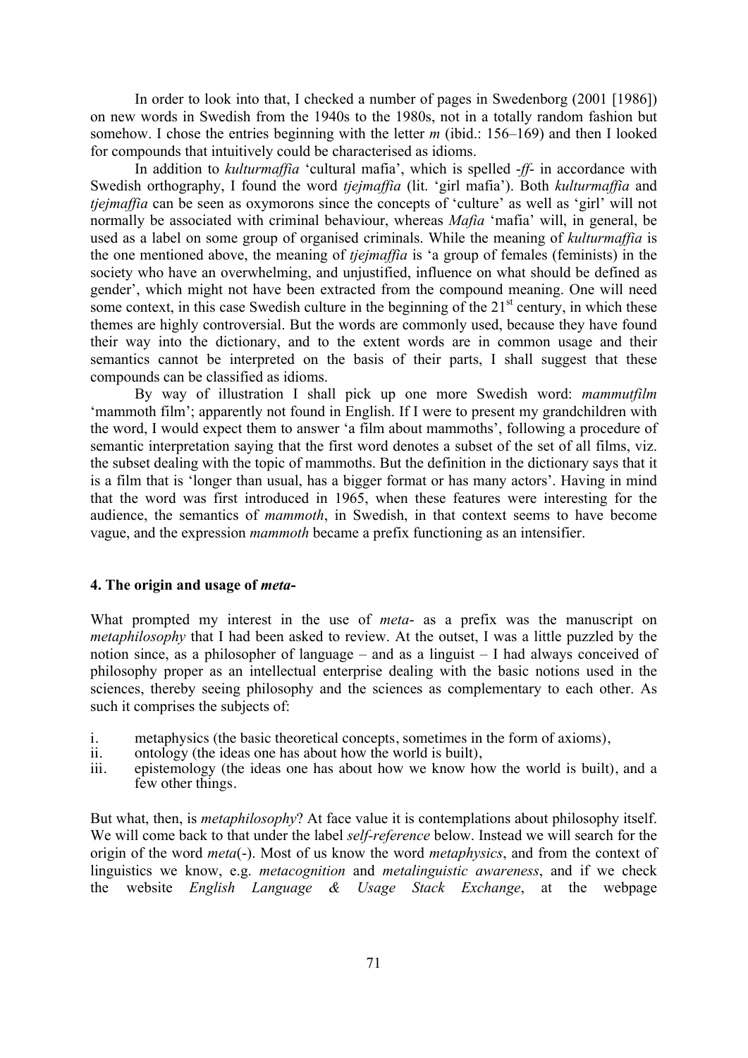In order to look into that, I checked a number of pages in Swedenborg (2001 [1986]) on new words in Swedish from the 1940s to the 1980s, not in a totally random fashion but somehow. I chose the entries beginning with the letter *m* (ibid.: 156–169) and then I looked for compounds that intuitively could be characterised as idioms.

In addition to *kulturmaffia* 'cultural mafia', which is spelled *-ff-* in accordance with Swedish orthography, I found the word *tjejmaffia* (lit. 'girl mafia'). Both *kulturmaffia* and *tjejmaffia* can be seen as oxymorons since the concepts of 'culture' as well as 'girl' will not normally be associated with criminal behaviour, whereas *Mafia* 'mafia' will, in general, be used as a label on some group of organised criminals. While the meaning of *kulturmaffia* is the one mentioned above, the meaning of *tjejmaffia* is 'a group of females (feminists) in the society who have an overwhelming, and unjustified, influence on what should be defined as gender', which might not have been extracted from the compound meaning. One will need some context, in this case Swedish culture in the beginning of the 21st century, in which these themes are highly controversial. But the words are commonly used, because they have found their way into the dictionary, and to the extent words are in common usage and their semantics cannot be interpreted on the basis of their parts, I shall suggest that these compounds can be classified as idioms.

By way of illustration I shall pick up one more Swedish word: *mammutfilm* 'mammoth film'; apparently not found in English. If I were to present my grandchildren with the word, I would expect them to answer 'a film about mammoths', following a procedure of semantic interpretation saying that the first word denotes a subset of the set of all films, viz. the subset dealing with the topic of mammoths. But the definition in the dictionary says that it is a film that is 'longer than usual, has a bigger format or has many actors'. Having in mind that the word was first introduced in 1965, when these features were interesting for the audience, the semantics of *mammoth*, in Swedish, in that context seems to have become vague, and the expression *mammoth* became a prefix functioning as an intensifier.

## 4. The origin and usage of *meta-*

What prompted my interest in the use of *meta-* as a prefix was the manuscript on *metaphilosophy* that I had been asked to review. At the outset, I was a little puzzled by the notion since, as a philosopher of language – and as a linguist – I had always conceived of philosophy proper as an intellectual enterprise dealing with the basic notions used in the sciences, thereby seeing philosophy and the sciences as complementary to each other. As such it comprises the subjects of:

i. metaphysics (the basic theoretical concepts, sometimes in the form of axioms),
ii. ontology (the ideas one has about how the world is built),
iii. epistemology (the ideas one has about how we know how the world is built), and a few other things.

But what, then, is *metaphilosophy*? At face value it is contemplations about philosophy itself. We will come back to that under the label *self-reference* below. Instead we will search for the origin of the word *meta*(-). Most of us know the word *metaphysics*, and from the context of linguistics we know, e.g. *metacognition* and *metalinguistic awareness*, and if we check the website *English Language & Usage Stack Exchange*, at the webpage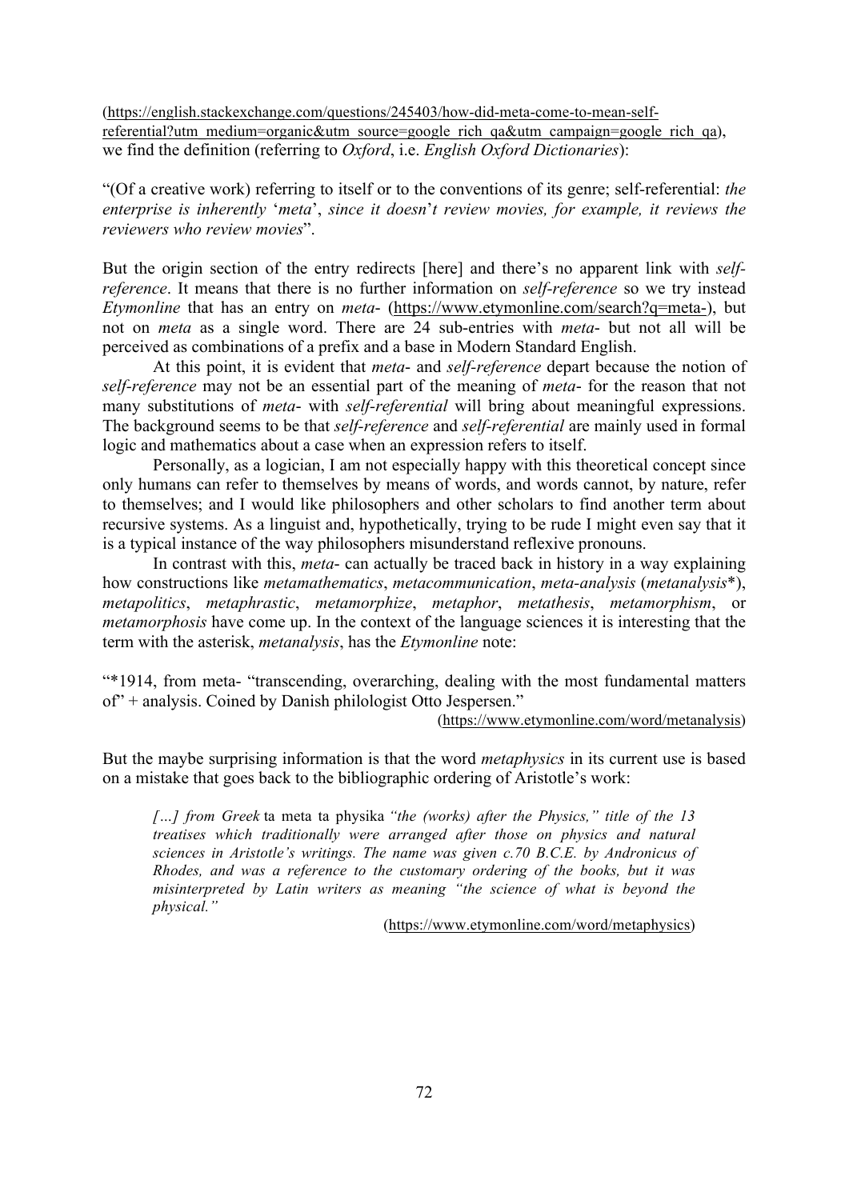(https://english.stackexchange.com/questions/245403/how-did-meta-come-to-mean-self-referential?utm_medium=organic&utm_source=google_rich_qa&utm_campaign=google_rich_qa), we find the definition (referring to *Oxford*, i.e. *English Oxford Dictionaries*):

"(Of a creative work) referring to itself or to the conventions of its genre; self-referential: *the enterprise is inherently* '*meta*', *since it doesn*'*t review movies, for example, it reviews the reviewers who review movies*".

But the origin section of the entry redirects [here] and there's no apparent link with *self-reference*. It means that there is no further information on *self-reference* so we try instead *Etymonline* that has an entry on *meta*- (https://www.etymonline.com/search?q=meta-), but not on *meta* as a single word. There are 24 sub-entries with *meta*- but not all will be perceived as combinations of a prefix and a base in Modern Standard English.

At this point, it is evident that *meta*- and *self-reference* depart because the notion of *self-reference* may not be an essential part of the meaning of *meta*- for the reason that not many substitutions of *meta*- with *self-referential* will bring about meaningful expressions. The background seems to be that *self-reference* and *self-referential* are mainly used in formal logic and mathematics about a case when an expression refers to itself.

Personally, as a logician, I am not especially happy with this theoretical concept since only humans can refer to themselves by means of words, and words cannot, by nature, refer to themselves; and I would like philosophers and other scholars to find another term about recursive systems. As a linguist and, hypothetically, trying to be rude I might even say that it is a typical instance of the way philosophers misunderstand reflexive pronouns.

In contrast with this, *meta*- can actually be traced back in history in a way explaining how constructions like *metamathematics*, *metacommunication*, *meta-analysis* (*metanalysis*\*), *metapolitics*, *metaphrastic*, *metamorphize*, *metaphor*, *metathesis*, *metamorphism*, or *metamorphosis* have come up. In the context of the language sciences it is interesting that the term with the asterisk, *metanalysis*, has the *Etymonline* note:

"\*1914, from meta- "transcending, overarching, dealing with the most fundamental matters of" + analysis. Coined by Danish philologist Otto Jespersen."

(https://www.etymonline.com/word/metanalysis)

But the maybe surprising information is that the word *metaphysics* in its current use is based on a mistake that goes back to the bibliographic ordering of Aristotle's work:

> *[…] from Greek* ta meta ta physika *"the (works) after the Physics," title of the 13 treatises which traditionally were arranged after those on physics and natural sciences in Aristotle's writings. The name was given c.70 B.C.E. by Andronicus of Rhodes, and was a reference to the customary ordering of the books, but it was misinterpreted by Latin writers as meaning "the science of what is beyond the physical."*

(https://www.etymonline.com/word/metaphysics)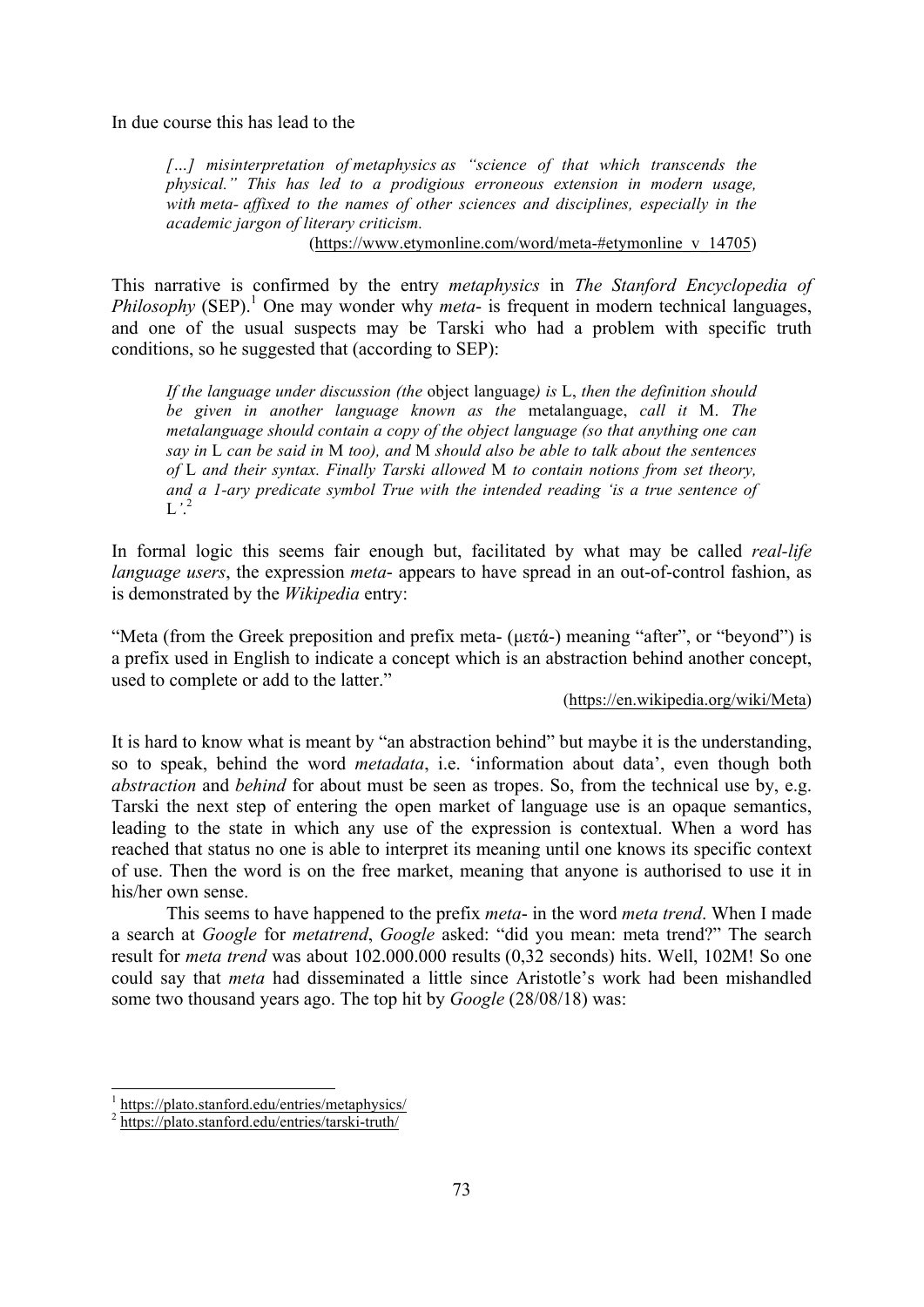In due course this has lead to the

> *[…] misinterpretation of metaphysics as "science of that which transcends the physical." This has led to a prodigious erroneous extension in modern usage, with meta- affixed to the names of other sciences and disciplines, especially in the academic jargon of literary criticism.*
>
> (https://www.etymonline.com/word/meta-#etymonline_v_14705)

This narrative is confirmed by the entry *metaphysics* in *The Stanford Encyclopedia of Philosophy* (SEP).[1] One may wonder why *meta-* is frequent in modern technical languages, and one of the usual suspects may be Tarski who had a problem with specific truth conditions, so he suggested that (according to SEP):

> *If the language under discussion (the* object language*) is* L, *then the definition should be given in another language known as the* metalanguage, *call it* M. *The metalanguage should contain a copy of the object language (so that anything one can say in* L *can be said in* M *too), and* M *should also be able to talk about the sentences of* L *and their syntax. Finally Tarski allowed* M *to contain notions from set theory, and a 1-ary predicate symbol True with the intended reading 'is a true sentence of* L*'.*[2]

In formal logic this seems fair enough but, facilitated by what may be called *real-life language users*, the expression *meta-* appears to have spread in an out-of-control fashion, as is demonstrated by the *Wikipedia* entry:

"Meta (from the Greek preposition and prefix meta- (μετά-) meaning "after", or "beyond") is a prefix used in English to indicate a concept which is an abstraction behind another concept, used to complete or add to the latter."

(https://en.wikipedia.org/wiki/Meta)

It is hard to know what is meant by "an abstraction behind" but maybe it is the understanding, so to speak, behind the word *metadata*, i.e. 'information about data', even though both *abstraction* and *behind* for about must be seen as tropes. So, from the technical use by, e.g. Tarski the next step of entering the open market of language use is an opaque semantics, leading to the state in which any use of the expression is contextual. When a word has reached that status no one is able to interpret its meaning until one knows its specific context of use. Then the word is on the free market, meaning that anyone is authorised to use it in his/her own sense.

This seems to have happened to the prefix *meta-* in the word *meta trend*. When I made a search at *Google* for *metatrend*, *Google* asked: "did you mean: meta trend?" The search result for *meta trend* was about 102.000.000 results (0,32 seconds) hits. Well, 102M! So one could say that *meta* had disseminated a little since Aristotle's work had been mishandled some two thousand years ago. The top hit by *Google* (28/08/18) was:

---

[1] https://plato.stanford.edu/entries/metaphysics/

[2] https://plato.stanford.edu/entries/tarski-truth/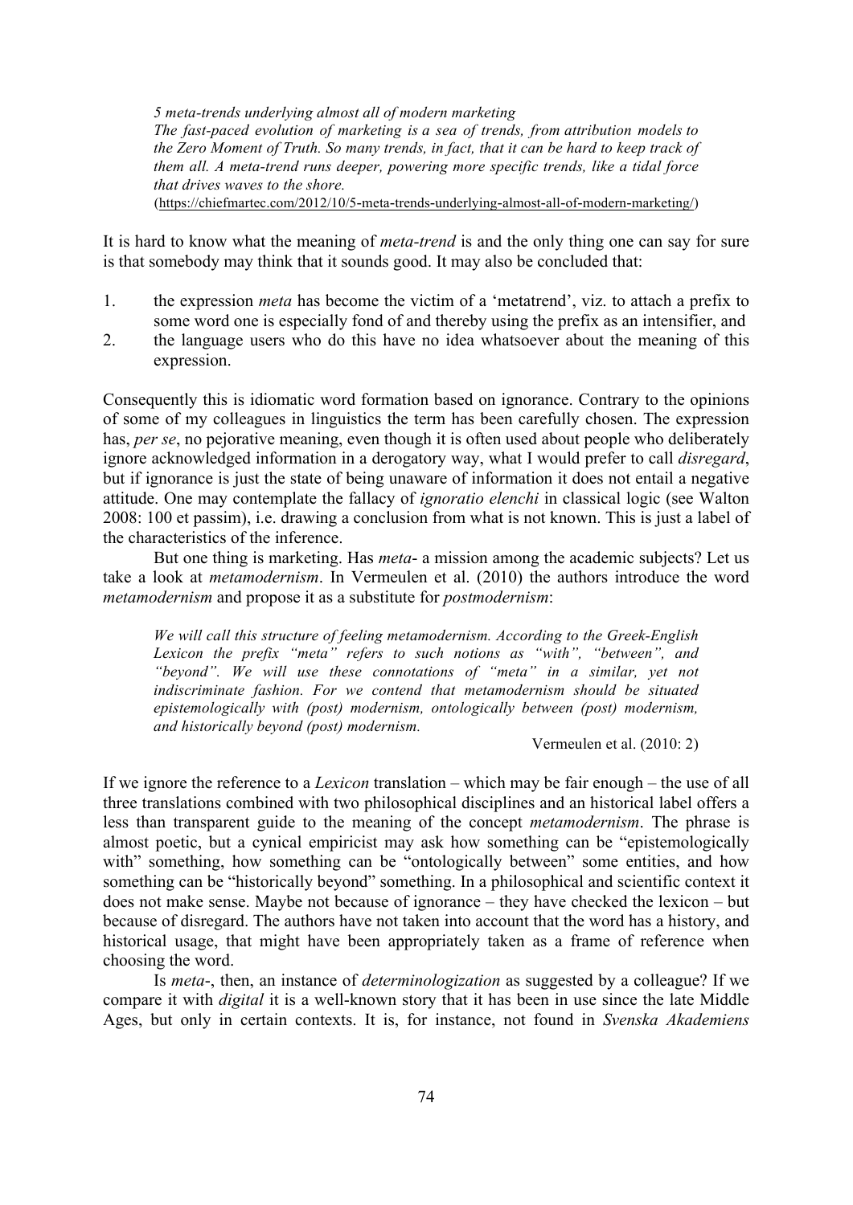> *5 meta-trends underlying almost all of modern marketing*
> *The fast-paced evolution of marketing is a sea of trends, from attribution models to the Zero Moment of Truth. So many trends, in fact, that it can be hard to keep track of them all. A meta-trend runs deeper, powering more specific trends, like a tidal force that drives waves to the shore.*
> (https://chiefmartec.com/2012/10/5-meta-trends-underlying-almost-all-of-modern-marketing/)

It is hard to know what the meaning of *meta-trend* is and the only thing one can say for sure is that somebody may think that it sounds good. It may also be concluded that:

1. the expression *meta* has become the victim of a 'metatrend', viz. to attach a prefix to some word one is especially fond of and thereby using the prefix as an intensifier, and
2. the language users who do this have no idea whatsoever about the meaning of this expression.

Consequently this is idiomatic word formation based on ignorance. Contrary to the opinions of some of my colleagues in linguistics the term has been carefully chosen. The expression has, *per se*, no pejorative meaning, even though it is often used about people who deliberately ignore acknowledged information in a derogatory way, what I would prefer to call *disregard*, but if ignorance is just the state of being unaware of information it does not entail a negative attitude. One may contemplate the fallacy of *ignoratio elenchi* in classical logic (see Walton 2008: 100 et passim), i.e. drawing a conclusion from what is not known. This is just a label of the characteristics of the inference.

But one thing is marketing. Has *meta-* a mission among the academic subjects? Let us take a look at *metamodernism*. In Vermeulen et al. (2010) the authors introduce the word *metamodernism* and propose it as a substitute for *postmodernism*:

> *We will call this structure of feeling metamodernism. According to the Greek-English Lexicon the prefix "meta" refers to such notions as "with", "between", and "beyond". We will use these connotations of "meta" in a similar, yet not indiscriminate fashion. For we contend that metamodernism should be situated epistemologically with (post) modernism, ontologically between (post) modernism, and historically beyond (post) modernism.*
>
> Vermeulen et al. (2010: 2)

If we ignore the reference to a *Lexicon* translation – which may be fair enough – the use of all three translations combined with two philosophical disciplines and an historical label offers a less than transparent guide to the meaning of the concept *metamodernism*. The phrase is almost poetic, but a cynical empiricist may ask how something can be "epistemologically with" something, how something can be "ontologically between" some entities, and how something can be "historically beyond" something. In a philosophical and scientific context it does not make sense. Maybe not because of ignorance – they have checked the lexicon – but because of disregard. The authors have not taken into account that the word has a history, and historical usage, that might have been appropriately taken as a frame of reference when choosing the word.

Is *meta-*, then, an instance of *determinologization* as suggested by a colleague? If we compare it with *digital* it is a well-known story that it has been in use since the late Middle Ages, but only in certain contexts. It is, for instance, not found in *Svenska Akademiens*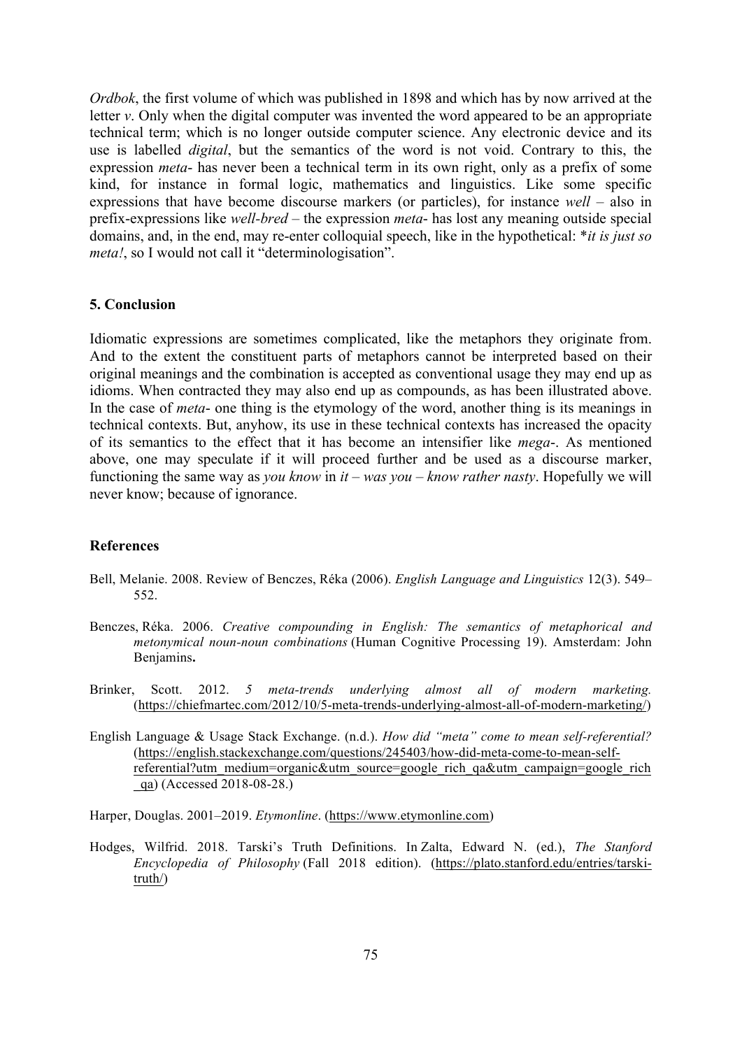*Ordbok*, the first volume of which was published in 1898 and which has by now arrived at the letter *v*. Only when the digital computer was invented the word appeared to be an appropriate technical term; which is no longer outside computer science. Any electronic device and its use is labelled *digital*, but the semantics of the word is not void. Contrary to this, the expression *meta*- has never been a technical term in its own right, only as a prefix of some kind, for instance in formal logic, mathematics and linguistics. Like some specific expressions that have become discourse markers (or particles), for instance *well* – also in prefix-expressions like *well-bred* – the expression *meta*- has lost any meaning outside special domains, and, in the end, may re-enter colloquial speech, like in the hypothetical: \**it is just so meta!*, so I would not call it "determinologisation".

### 5. Conclusion

Idiomatic expressions are sometimes complicated, like the metaphors they originate from. And to the extent the constituent parts of metaphors cannot be interpreted based on their original meanings and the combination is accepted as conventional usage they may end up as idioms. When contracted they may also end up as compounds, as has been illustrated above. In the case of *meta*- one thing is the etymology of the word, another thing is its meanings in technical contexts. But, anyhow, its use in these technical contexts has increased the opacity of its semantics to the effect that it has become an intensifier like *mega*-. As mentioned above, one may speculate if it will proceed further and be used as a discourse marker, functioning the same way as *you know* in *it – was you – know rather nasty*. Hopefully we will never know; because of ignorance.

### References

Bell, Melanie. 2008. Review of Benczes, Réka (2006). *English Language and Linguistics* 12(3). 549–552.

Benczes, Réka. 2006. *Creative compounding in English: The semantics of metaphorical and metonymical noun-noun combinations* (Human Cognitive Processing 19). Amsterdam: John Benjamins**.**

Brinker, Scott. 2012. *5 meta-trends underlying almost all of modern marketing.* (https://chiefmartec.com/2012/10/5-meta-trends-underlying-almost-all-of-modern-marketing/)

English Language & Usage Stack Exchange. (n.d.). *How did "meta" come to mean self-referential?* (https://english.stackexchange.com/questions/245403/how-did-meta-come-to-mean-self-referential?utm_medium=organic&utm_source=google_rich_qa&utm_campaign=google_rich_qa) (Accessed 2018-08-28.)

Harper, Douglas. 2001–2019. *Etymonline*. (https://www.etymonline.com)

Hodges, Wilfrid. 2018. Tarski's Truth Definitions. In Zalta, Edward N. (ed.), *The Stanford Encyclopedia of Philosophy* (Fall 2018 edition). (https://plato.stanford.edu/entries/tarski-truth/)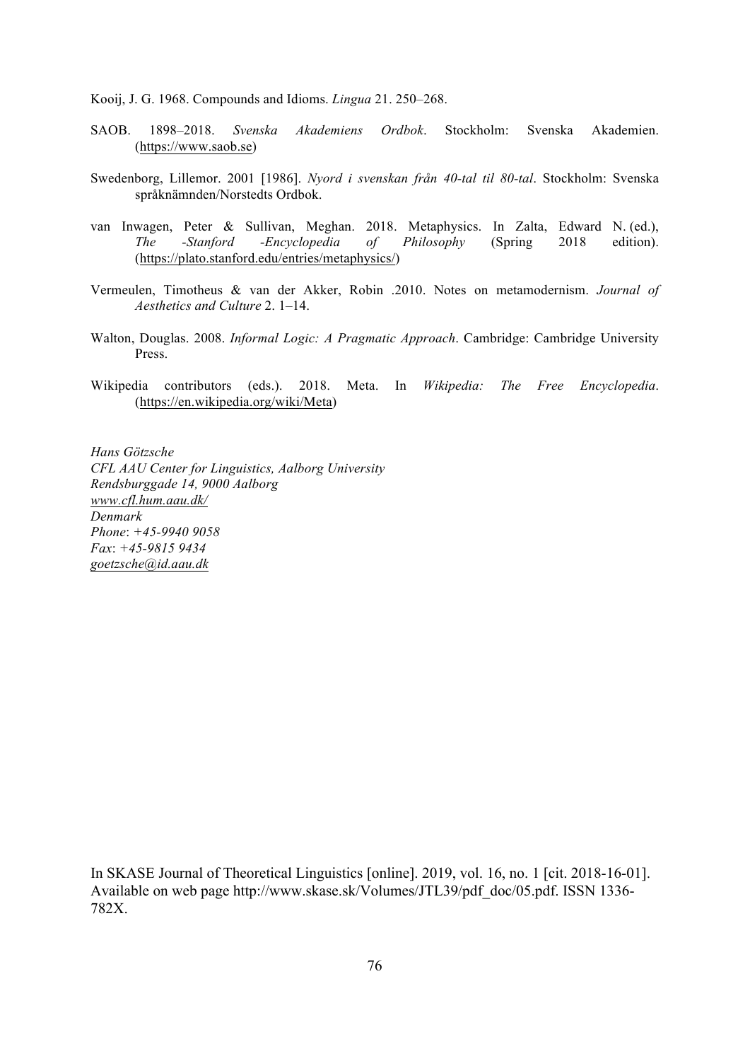Kooij, J. G. 1968. Compounds and Idioms. *Lingua* 21. 250–268.

SAOB. 1898–2018. *Svenska Akademiens Ordbok*. Stockholm: Svenska Akademien. (https://www.saob.se)

Swedenborg, Lillemor. 2001 [1986]. *Nyord i svenskan från 40-tal til 80-tal*. Stockholm: Svenska språknämnden/Norstedts Ordbok.

van Inwagen, Peter & Sullivan, Meghan. 2018. Metaphysics. In Zalta, Edward N. (ed.), *The -Stanford -Encyclopedia of Philosophy* (Spring 2018 edition). (https://plato.stanford.edu/entries/metaphysics/)

Vermeulen, Timotheus & van der Akker, Robin .2010. Notes on metamodernism. *Journal of Aesthetics and Culture* 2. 1–14.

Walton, Douglas. 2008. *Informal Logic: A Pragmatic Approach*. Cambridge: Cambridge University Press.

Wikipedia contributors (eds.). 2018. Meta. In *Wikipedia: The Free Encyclopedia*. (https://en.wikipedia.org/wiki/Meta)

*Hans Götzsche*
*CFL AAU Center for Linguistics, Aalborg University*
*Rendsburggade 14, 9000 Aalborg*
*www.cfl.hum.aau.dk/*
*Denmark*
*Phone*: *+45-9940 9058*
*Fax*: *+45-9815 9434*
*goetzsche@id.aau.dk*

In SKASE Journal of Theoretical Linguistics [online]. 2019, vol. 16, no. 1 [cit. 2018-16-01]. Available on web page http://www.skase.sk/Volumes/JTL39/pdf_doc/05.pdf. ISSN 1336-782X.